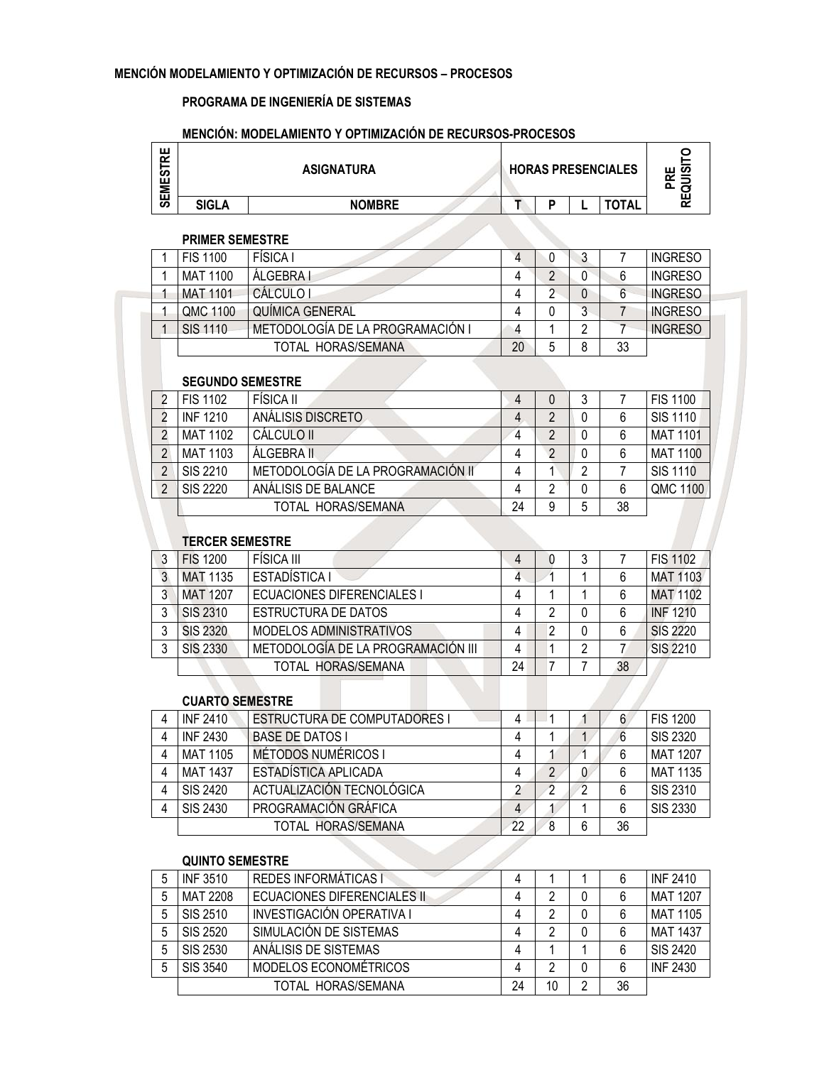**MENCIÓN MODELAMIENTO Y OPTIMIZACIÓN DE RECURSOS – PROCESOS**

**PROGRAMA DE INGENIERÍA DE SISTEMAS**

**MENCIÓN: MODELAMIENTO Y OPTIMIZACIÓN DE RECURSOS-PROCESOS**

| SEMESTRE | ASIGNATURA | | HORAS PRESENCIALES | | | | PRE REQUISITO |
|---|---|---|---|---|---|---|---|
| | SIGLA | NOMBRE | T | P | L | TOTAL | |
| | **PRIMER SEMESTRE** | | | | | | |
| 1 | FIS 1100 | FÍSICA I | 4 | 0 | 3 | 7 | INGRESO |
| 1 | MAT 1100 | ÁLGEBRA I | 4 | 2 | 0 | 6 | INGRESO |
| 1 | MAT 1101 | CÁLCULO I | 4 | 2 | 0 | 6 | INGRESO |
| 1 | QMC 1100 | QUÍMICA GENERAL | 4 | 0 | 3 | 7 | INGRESO |
| 1 | SIS 1110 | METODOLOGÍA DE LA PROGRAMACIÓN I | 4 | 1 | 2 | 7 | INGRESO |
| | TOTAL HORAS/SEMANA | | 20 | 5 | 8 | 33 | |
| | **SEGUNDO SEMESTRE** | | | | | | |
| 2 | FIS 1102 | FÍSICA II | 4 | 0 | 3 | 7 | FIS 1100 |
| 2 | INF 1210 | ANÁLISIS DISCRETO | 4 | 2 | 0 | 6 | SIS 1110 |
| 2 | MAT 1102 | CÁLCULO II | 4 | 2 | 0 | 6 | MAT 1101 |
| 2 | MAT 1103 | ÁLGEBRA II | 4 | 2 | 0 | 6 | MAT 1100 |
| 2 | SIS 2210 | METODOLOGÍA DE LA PROGRAMACIÓN II | 4 | 1 | 2 | 7 | SIS 1110 |
| 2 | SIS 2220 | ANÁLISIS DE BALANCE | 4 | 2 | 0 | 6 | QMC 1100 |
| | TOTAL HORAS/SEMANA | | 24 | 9 | 5 | 38 | |
| | **TERCER SEMESTRE** | | | | | | |
| 3 | FIS 1200 | FÍSICA III | 4 | 0 | 3 | 7 | FIS 1102 |
| 3 | MAT 1135 | ESTADÍSTICA I | 4 | 1 | 1 | 6 | MAT 1103 |
| 3 | MAT 1207 | ECUACIONES DIFERENCIALES I | 4 | 1 | 1 | 6 | MAT 1102 |
| 3 | SIS 2310 | ESTRUCTURA DE DATOS | 4 | 2 | 0 | 6 | INF 1210 |
| 3 | SIS 2320 | MODELOS ADMINISTRATIVOS | 4 | 2 | 0 | 6 | SIS 2220 |
| 3 | SIS 2330 | METODOLOGÍA DE LA PROGRAMACIÓN III | 4 | 1 | 2 | 7 | SIS 2210 |
| | TOTAL HORAS/SEMANA | | 24 | 7 | 7 | 38 | |
| | **CUARTO SEMESTRE** | | | | | | |
| 4 | INF 2410 | ESTRUCTURA DE COMPUTADORES I | 4 | 1 | 1 | 6 | FIS 1200 |
| 4 | INF 2430 | BASE DE DATOS I | 4 | 1 | 1 | 6 | SIS 2320 |
| 4 | MAT 1105 | MÉTODOS NUMÉRICOS I | 4 | 1 | 1 | 6 | MAT 1207 |
| 4 | MAT 1437 | ESTADÍSTICA APLICADA | 4 | 2 | 0 | 6 | MAT 1135 |
| 4 | SIS 2420 | ACTUALIZACIÓN TECNOLÓGICA | 2 | 2 | 2 | 6 | SIS 2310 |
| 4 | SIS 2430 | PROGRAMACIÓN GRÁFICA | 4 | 1 | 1 | 6 | SIS 2330 |
| | TOTAL HORAS/SEMANA | | 22 | 8 | 6 | 36 | |
| | **QUINTO SEMESTRE** | | | | | | |
| 5 | INF 3510 | REDES INFORMÁTICAS I | 4 | 1 | 1 | 6 | INF 2410 |
| 5 | MAT 2208 | ECUACIONES DIFERENCIALES II | 4 | 2 | 0 | 6 | MAT 1207 |
| 5 | SIS 2510 | INVESTIGACIÓN OPERATIVA I | 4 | 2 | 0 | 6 | MAT 1105 |
| 5 | SIS 2520 | SIMULACIÓN DE SISTEMAS | 4 | 2 | 0 | 6 | MAT 1437 |
| 5 | SIS 2530 | ANÁLISIS DE SISTEMAS | 4 | 1 | 1 | 6 | SIS 2420 |
| 5 | SIS 3540 | MODELOS ECONOMÉTRICOS | 4 | 2 | 0 | 6 | INF 2430 |
| | TOTAL HORAS/SEMANA | | 24 | 10 | 2 | 36 | |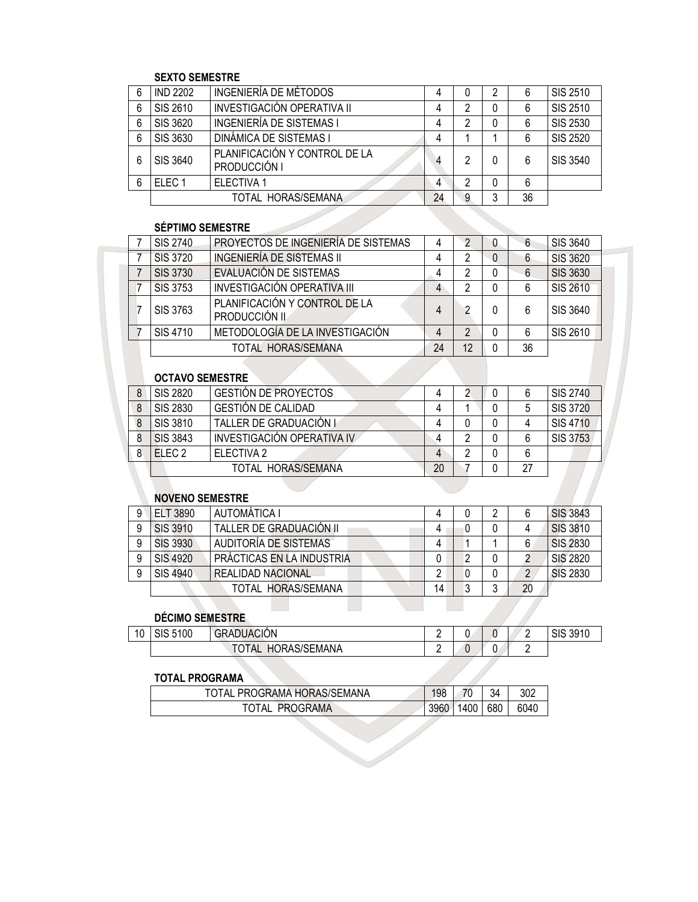**SEXTO SEMESTRE**

| | | | | | | | |
|---|---|---|---|---|---|---|---|
| 6 | IND 2202 | INGENIERÍA DE MÉTODOS | 4 | 0 | 2 | 6 | SIS 2510 |
| 6 | SIS 2610 | INVESTIGACIÓN OPERATIVA II | 4 | 2 | 0 | 6 | SIS 2510 |
| 6 | SIS 3620 | INGENIERÍA DE SISTEMAS I | 4 | 2 | 0 | 6 | SIS 2530 |
| 6 | SIS 3630 | DINÁMICA DE SISTEMAS I | 4 | 1 | 1 | 6 | SIS 2520 |
| 6 | SIS 3640 | PLANIFICACIÓN Y CONTROL DE LA PRODUCCIÓN I | 4 | 2 | 0 | 6 | SIS 3540 |
| 6 | ELEC 1 | ELECTIVA 1 | 4 | 2 | 0 | 6 | |
| | | TOTAL HORAS/SEMANA | 24 | 9 | 3 | 36 | |

**SÉPTIMO SEMESTRE**

| | | | | | | | |
|---|---|---|---|---|---|---|---|
| 7 | SIS 2740 | PROYECTOS DE INGENIERÍA DE SISTEMAS | 4 | 2 | 0 | 6 | SIS 3640 |
| 7 | SIS 3720 | INGENIERÍA DE SISTEMAS II | 4 | 2 | 0 | 6 | SIS 3620 |
| 7 | SIS 3730 | EVALUACIÓN DE SISTEMAS | 4 | 2 | 0 | 6 | SIS 3630 |
| 7 | SIS 3753 | INVESTIGACIÓN OPERATIVA III | 4 | 2 | 0 | 6 | SIS 2610 |
| 7 | SIS 3763 | PLANIFICACIÓN Y CONTROL DE LA PRODUCCIÓN II | 4 | 2 | 0 | 6 | SIS 3640 |
| 7 | SIS 4710 | METODOLOGÍA DE LA INVESTIGACIÓN | 4 | 2 | 0 | 6 | SIS 2610 |
| | | TOTAL HORAS/SEMANA | 24 | 12 | 0 | 36 | |

**OCTAVO SEMESTRE**

| | | | | | | | |
|---|---|---|---|---|---|---|---|
| 8 | SIS 2820 | GESTIÓN DE PROYECTOS | 4 | 2 | 0 | 6 | SIS 2740 |
| 8 | SIS 2830 | GESTIÓN DE CALIDAD | 4 | 1 | 0 | 5 | SIS 3720 |
| 8 | SIS 3810 | TALLER DE GRADUACIÓN I | 4 | 0 | 0 | 4 | SIS 4710 |
| 8 | SIS 3843 | INVESTIGACIÓN OPERATIVA IV | 4 | 2 | 0 | 6 | SIS 3753 |
| 8 | ELEC 2 | ELECTIVA 2 | 4 | 2 | 0 | 6 | |
| | | TOTAL HORAS/SEMANA | 20 | 7 | 0 | 27 | |

**NOVENO SEMESTRE**

| | | | | | | | |
|---|---|---|---|---|---|---|---|
| 9 | ELT 3890 | AUTOMÁTICA I | 4 | 0 | 2 | 6 | SIS 3843 |
| 9 | SIS 3910 | TALLER DE GRADUACIÓN II | 4 | 0 | 0 | 4 | SIS 3810 |
| 9 | SIS 3930 | AUDITORÍA DE SISTEMAS | 4 | 1 | 1 | 6 | SIS 2830 |
| 9 | SIS 4920 | PRÁCTICAS EN LA INDUSTRIA | 0 | 2 | 0 | 2 | SIS 2820 |
| 9 | SIS 4940 | REALIDAD NACIONAL | 2 | 0 | 0 | 2 | SIS 2830 |
| | | TOTAL HORAS/SEMANA | 14 | 3 | 3 | 20 | |

**DÉCIMO SEMESTRE**

| | | | | | | | |
|---|---|---|---|---|---|---|---|
| 10 | SIS 5100 | GRADUACIÓN | 2 | 0 | 0 | 2 | SIS 3910 |
| | | TOTAL HORAS/SEMANA | 2 | 0 | 0 | 2 | |

**TOTAL PROGRAMA**

| | | | | |
|---|---|---|---|---|
| TOTAL PROGRAMA HORAS/SEMANA | 198 | 70 | 34 | 302 |
| TOTAL PROGRAMA | 3960 | 1400 | 680 | 6040 |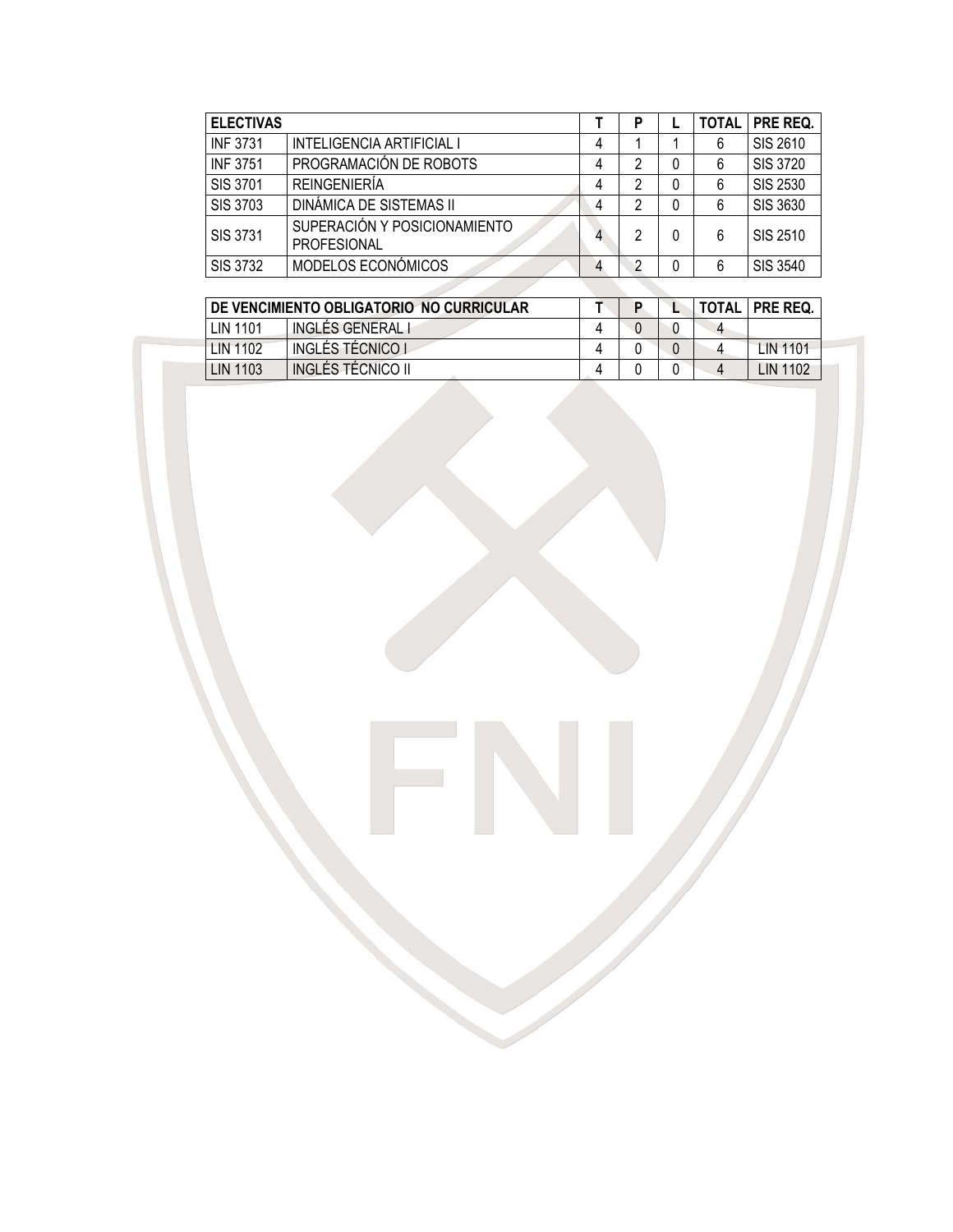| ELECTIVAS | | T | P | L | TOTAL | PRE REQ. |
|---|---|---|---|---|---|---|
| INF 3731 | INTELIGENCIA ARTIFICIAL I | 4 | 1 | 1 | 6 | SIS 2610 |
| INF 3751 | PROGRAMACIÓN DE ROBOTS | 4 | 2 | 0 | 6 | SIS 3720 |
| SIS 3701 | REINGENIERÍA | 4 | 2 | 0 | 6 | SIS 2530 |
| SIS 3703 | DINÁMICA DE SISTEMAS II | 4 | 2 | 0 | 6 | SIS 3630 |
| SIS 3731 | SUPERACIÓN Y POSICIONAMIENTO PROFESIONAL | 4 | 2 | 0 | 6 | SIS 2510 |
| SIS 3732 | MODELOS ECONÓMICOS | 4 | 2 | 0 | 6 | SIS 3540 |

| DE VENCIMIENTO OBLIGATORIO NO CURRICULAR | | T | P | L | TOTAL | PRE REQ. |
|---|---|---|---|---|---|---|
| LIN 1101 | INGLÉS GENERAL I | 4 | 0 | 0 | 4 | |
| LIN 1102 | INGLÉS TÉCNICO I | 4 | 0 | 0 | 4 | LIN 1101 |
| LIN 1103 | INGLÉS TÉCNICO II | 4 | 0 | 0 | 4 | LIN 1102 |